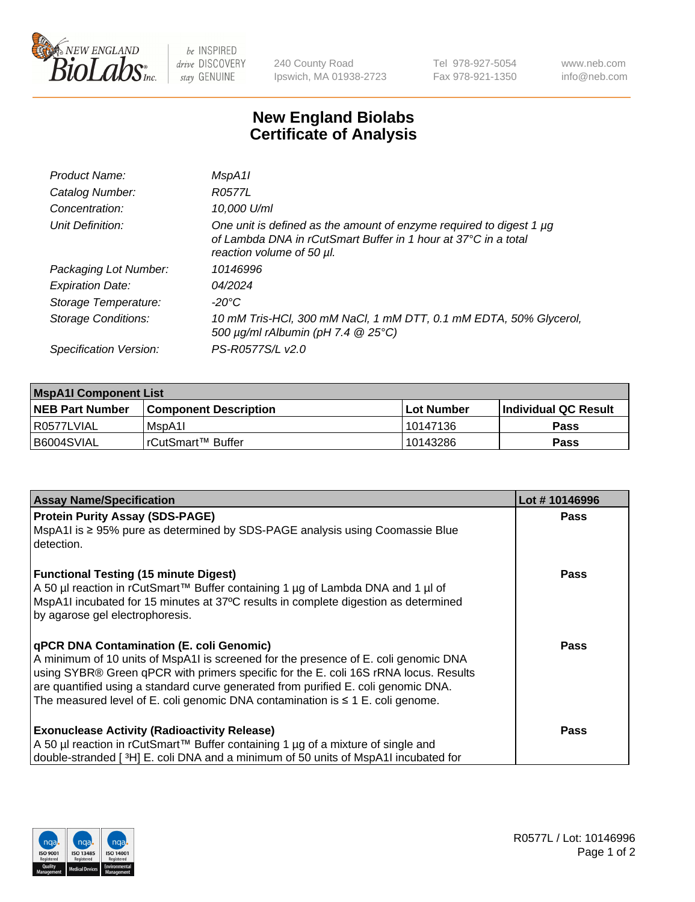240 County Road
Ipswich, MA 01938-2723

Tel 978-927-5054
Fax 978-921-1350

www.neb.com
info@neb.com

# New England Biolabs
# Certificate of Analysis

| | |
|---|---|
| *Product Name:* | *MspA1I* |
| *Catalog Number:* | *R0577L* |
| *Concentration:* | *10,000 U/ml* |
| *Unit Definition:* | *One unit is defined as the amount of enzyme required to digest 1 µg of Lambda DNA in rCutSmart Buffer in 1 hour at 37°C in a total reaction volume of 50 µl.* |
| *Packaging Lot Number:* | *10146996* |
| *Expiration Date:* | *04/2024* |
| *Storage Temperature:* | *-20°C* |
| *Storage Conditions:* | *10 mM Tris-HCl, 300 mM NaCl, 1 mM DTT, 0.1 mM EDTA, 50% Glycerol, 500 µg/ml rAlbumin (pH 7.4 @ 25°C)* |
| *Specification Version:* | *PS-R0577S/L v2.0* |

| **MspA1I Component List** | | | |
|---|---|---|---|
| **NEB Part Number** | **Component Description** | **Lot Number** | **Individual QC Result** |
| R0577LVIAL | MspA1I | 10147136 | Pass |
| B6004SVIAL | rCutSmart™ Buffer | 10143286 | Pass |

| **Assay Name/Specification** | **Lot # 10146996** |
|---|---|
| **Protein Purity Assay (SDS-PAGE)**<br>MspA1I is ≥ 95% pure as determined by SDS-PAGE analysis using Coomassie Blue detection. | Pass |
| **Functional Testing (15 minute Digest)**<br>A 50 µl reaction in rCutSmart™ Buffer containing 1 µg of Lambda DNA and 1 µl of MspA1I incubated for 15 minutes at 37ºC results in complete digestion as determined by agarose gel electrophoresis. | Pass |
| **qPCR DNA Contamination (E. coli Genomic)**<br>A minimum of 10 units of MspA1I is screened for the presence of E. coli genomic DNA using SYBR® Green qPCR with primers specific for the E. coli 16S rRNA locus. Results are quantified using a standard curve generated from purified E. coli genomic DNA. The measured level of E. coli genomic DNA contamination is ≤ 1 E. coli genome. | Pass |
| **Exonuclease Activity (Radioactivity Release)**<br>A 50 µl reaction in rCutSmart™ Buffer containing 1 µg of a mixture of single and double-stranded [ $^{3}$H] E. coli DNA and a minimum of 50 units of MspA1I incubated for | Pass |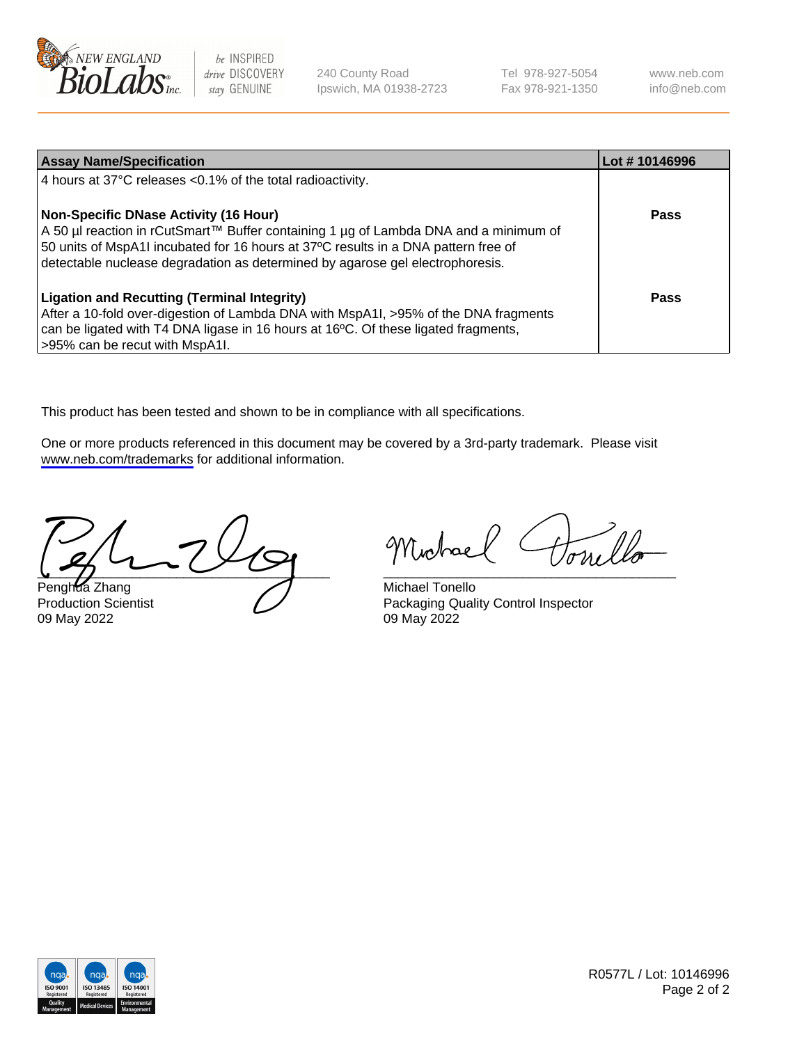| Assay Name/Specification | Lot # 10146996 |
|---|---|
| 4 hours at 37°C releases <0.1% of the total radioactivity. | |
| **Non-Specific DNase Activity (16 Hour)**<br>A 50 µl reaction in rCutSmart™ Buffer containing 1 µg of Lambda DNA and a minimum of 50 units of MspA1I incubated for 16 hours at 37ºC results in a DNA pattern free of detectable nuclease degradation as determined by agarose gel electrophoresis. | **Pass** |
| **Ligation and Recutting (Terminal Integrity)**<br>After a 10-fold over-digestion of Lambda DNA with MspA1I, >95% of the DNA fragments can be ligated with T4 DNA ligase in 16 hours at 16ºC. Of these ligated fragments, >95% can be recut with MspA1I. | **Pass** |

This product has been tested and shown to be in compliance with all specifications.

One or more products referenced in this document may be covered by a 3rd-party trademark. Please visit www.neb.com/trademarks for additional information.

Penghua Zhang
Production Scientist
09 May 2022

Michael Tonello
Packaging Quality Control Inspector
09 May 2022

R0577L / Lot: 10146996